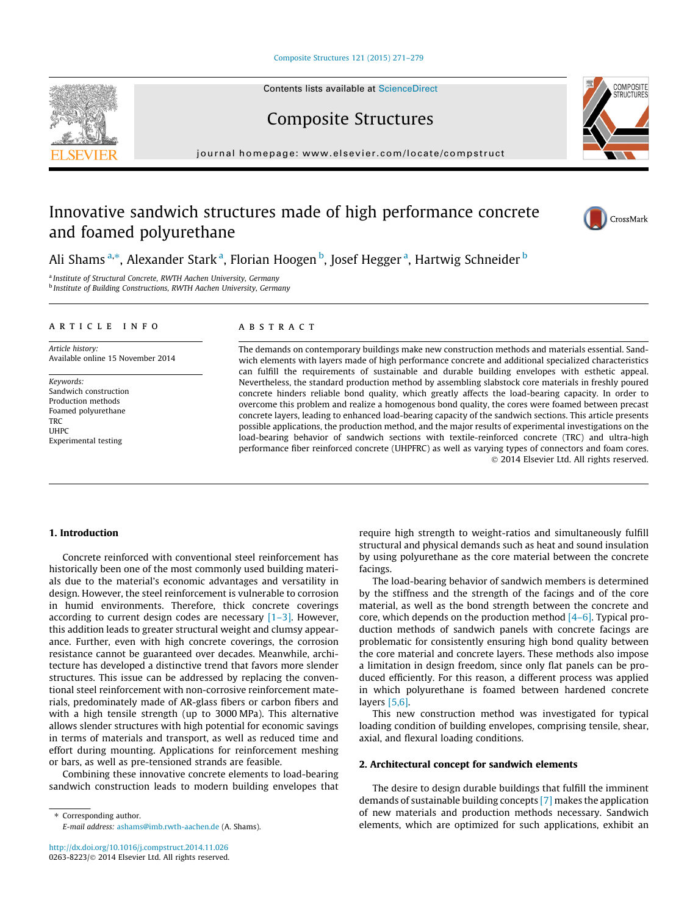# Innovative sandwich structures made of high performance concrete and foamed polyurethane

Ali Shams [a,*], Alexander Stark [a], Florian Hoogen [b], Josef Hegger [a], Hartwig Schneider [b]

[a] Institute of Structural Concrete, RWTH Aachen University, Germany
[b] Institute of Building Constructions, RWTH Aachen University, Germany

## ARTICLE INFO

*Article history:*
Available online 15 November 2014

*Keywords:*
Sandwich construction
Production methods
Foamed polyurethane
TRC
UHPC
Experimental testing

## ABSTRACT

The demands on contemporary buildings make new construction methods and materials essential. Sandwich elements with layers made of high performance concrete and additional specialized characteristics can fulfill the requirements of sustainable and durable building envelopes with esthetic appeal. Nevertheless, the standard production method by assembling slabstock core materials in freshly poured concrete hinders reliable bond quality, which greatly affects the load-bearing capacity. In order to overcome this problem and realize a homogenous bond quality, the cores were foamed between precast concrete layers, leading to enhanced load-bearing capacity of the sandwich sections. This article presents possible applications, the production method, and the major results of experimental investigations on the load-bearing behavior of sandwich sections with textile-reinforced concrete (TRC) and ultra-high performance fiber reinforced concrete (UHPFRC) as well as varying types of connectors and foam cores.

© 2014 Elsevier Ltd. All rights reserved.

## 1. Introduction

Concrete reinforced with conventional steel reinforcement has historically been one of the most commonly used building materials due to the material's economic advantages and versatility in design. However, the steel reinforcement is vulnerable to corrosion in humid environments. Therefore, thick concrete coverings according to current design codes are necessary [1–3]. However, this addition leads to greater structural weight and clumsy appearance. Further, even with high concrete coverings, the corrosion resistance cannot be guaranteed over decades. Meanwhile, architecture has developed a distinctive trend that favors more slender structures. This issue can be addressed by replacing the conventional steel reinforcement with non-corrosive reinforcement materials, predominately made of AR-glass fibers or carbon fibers and with a high tensile strength (up to 3000 MPa). This alternative allows slender structures with high potential for economic savings in terms of materials and transport, as well as reduced time and effort during mounting. Applications for reinforcement meshing or bars, as well as pre-tensioned strands are feasible.

Combining these innovative concrete elements to load-bearing sandwich construction leads to modern building envelopes that require high strength to weight-ratios and simultaneously fulfill structural and physical demands such as heat and sound insulation by using polyurethane as the core material between the concrete facings.

The load-bearing behavior of sandwich members is determined by the stiffness and the strength of the facings and of the core material, as well as the bond strength between the concrete and core, which depends on the production method [4–6]. Typical production methods of sandwich panels with concrete facings are problematic for consistently ensuring high bond quality between the core material and concrete layers. These methods also impose a limitation in design freedom, since only flat panels can be produced efficiently. For this reason, a different process was applied in which polyurethane is foamed between hardened concrete layers [5,6].

This new construction method was investigated for typical loading condition of building envelopes, comprising tensile, shear, axial, and flexural loading conditions.

## 2. Architectural concept for sandwich elements

The desire to design durable buildings that fulfill the imminent demands of sustainable building concepts [7] makes the application of new materials and production methods necessary. Sandwich elements, which are optimized for such applications, exhibit an

* Corresponding author.
E-mail address: ashams@imb.rwth-aachen.de (A. Shams).

http://dx.doi.org/10.1016/j.compstruct.2014.11.026
0263-8223/© 2014 Elsevier Ltd. All rights reserved.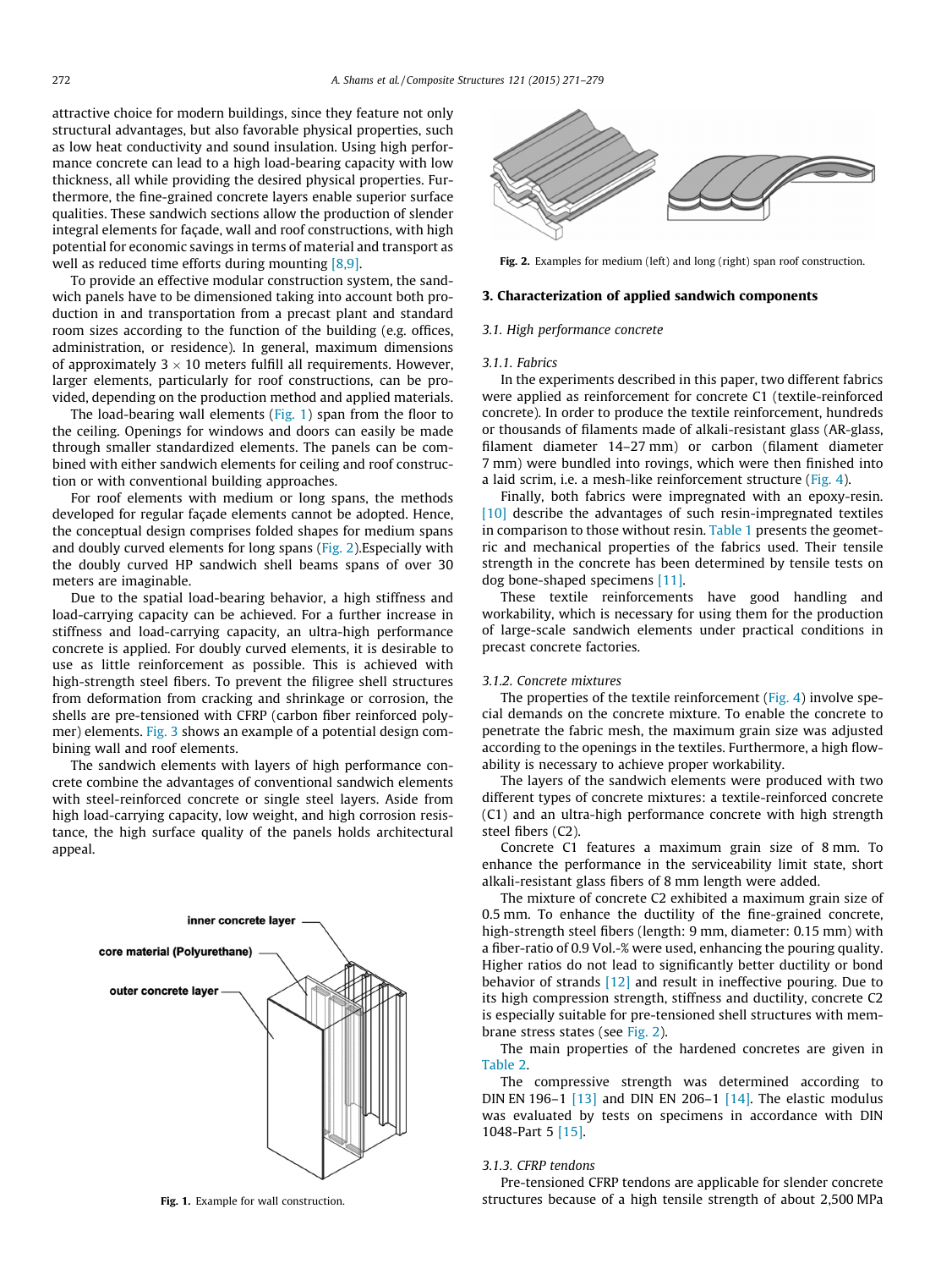attractive choice for modern buildings, since they feature not only structural advantages, but also favorable physical properties, such as low heat conductivity and sound insulation. Using high performance concrete can lead to a high load-bearing capacity with low thickness, all while providing the desired physical properties. Furthermore, the fine-grained concrete layers enable superior surface qualities. These sandwich sections allow the production of slender integral elements for façade, wall and roof constructions, with high potential for economic savings in terms of material and transport as well as reduced time efforts during mounting [8,9].

To provide an effective modular construction system, the sandwich panels have to be dimensioned taking into account both production in and transportation from a precast plant and standard room sizes according to the function of the building (e.g. offices, administration, or residence). In general, maximum dimensions of approximately $3 \times 10$ meters fulfill all requirements. However, larger elements, particularly for roof constructions, can be provided, depending on the production method and applied materials.

The load-bearing wall elements (Fig. 1) span from the floor to the ceiling. Openings for windows and doors can easily be made through smaller standardized elements. The panels can be combined with either sandwich elements for ceiling and roof construction or with conventional building approaches.

For roof elements with medium or long spans, the methods developed for regular façade elements cannot be adopted. Hence, the conceptual design comprises folded shapes for medium spans and doubly curved elements for long spans (Fig. 2).Especially with the doubly curved HP sandwich shell beams spans of over 30 meters are imaginable.

Due to the spatial load-bearing behavior, a high stiffness and load-carrying capacity can be achieved. For a further increase in stiffness and load-carrying capacity, an ultra-high performance concrete is applied. For doubly curved elements, it is desirable to use as little reinforcement as possible. This is achieved with high-strength steel fibers. To prevent the filigree shell structures from deformation from cracking and shrinkage or corrosion, the shells are pre-tensioned with CFRP (carbon fiber reinforced polymer) elements. Fig. 3 shows an example of a potential design combining wall and roof elements.

The sandwich elements with layers of high performance concrete combine the advantages of conventional sandwich elements with steel-reinforced concrete or single steel layers. Aside from high load-carrying capacity, low weight, and high corrosion resistance, the high surface quality of the panels holds architectural appeal.

inner concrete layer

core material (Polyurethane)

outer concrete layer

**Fig. 1.** Example for wall construction.

**Fig. 2.** Examples for medium (left) and long (right) span roof construction.

## 3. Characterization of applied sandwich components

### 3.1. High performance concrete

#### 3.1.1. Fabrics

In the experiments described in this paper, two different fabrics were applied as reinforcement for concrete C1 (textile-reinforced concrete). In order to produce the textile reinforcement, hundreds or thousands of filaments made of alkali-resistant glass (AR-glass, filament diameter 14–27 mm) or carbon (filament diameter 7 mm) were bundled into rovings, which were then finished into a laid scrim, i.e. a mesh-like reinforcement structure (Fig. 4).

Finally, both fabrics were impregnated with an epoxy-resin. [10] describe the advantages of such resin-impregnated textiles in comparison to those without resin. Table 1 presents the geometric and mechanical properties of the fabrics used. Their tensile strength in the concrete has been determined by tensile tests on dog bone-shaped specimens [11].

These textile reinforcements have good handling and workability, which is necessary for using them for the production of large-scale sandwich elements under practical conditions in precast concrete factories.

#### 3.1.2. Concrete mixtures

The properties of the textile reinforcement (Fig. 4) involve special demands on the concrete mixture. To enable the concrete to penetrate the fabric mesh, the maximum grain size was adjusted according to the openings in the textiles. Furthermore, a high flowability is necessary to achieve proper workability.

The layers of the sandwich elements were produced with two different types of concrete mixtures: a textile-reinforced concrete (C1) and an ultra-high performance concrete with high strength steel fibers (C2).

Concrete C1 features a maximum grain size of 8 mm. To enhance the performance in the serviceability limit state, short alkali-resistant glass fibers of 8 mm length were added.

The mixture of concrete C2 exhibited a maximum grain size of 0.5 mm. To enhance the ductility of the fine-grained concrete, high-strength steel fibers (length: 9 mm, diameter: 0.15 mm) with a fiber-ratio of 0.9 Vol.-% were used, enhancing the pouring quality. Higher ratios do not lead to significantly better ductility or bond behavior of strands [12] and result in ineffective pouring. Due to its high compression strength, stiffness and ductility, concrete C2 is especially suitable for pre-tensioned shell structures with membrane stress states (see Fig. 2).

The main properties of the hardened concretes are given in Table 2.

The compressive strength was determined according to DIN EN 196–1 [13] and DIN EN 206–1 [14]. The elastic modulus was evaluated by tests on specimens in accordance with DIN 1048-Part 5 [15].

#### 3.1.3. CFRP tendons

Pre-tensioned CFRP tendons are applicable for slender concrete structures because of a high tensile strength of about 2,500 MPa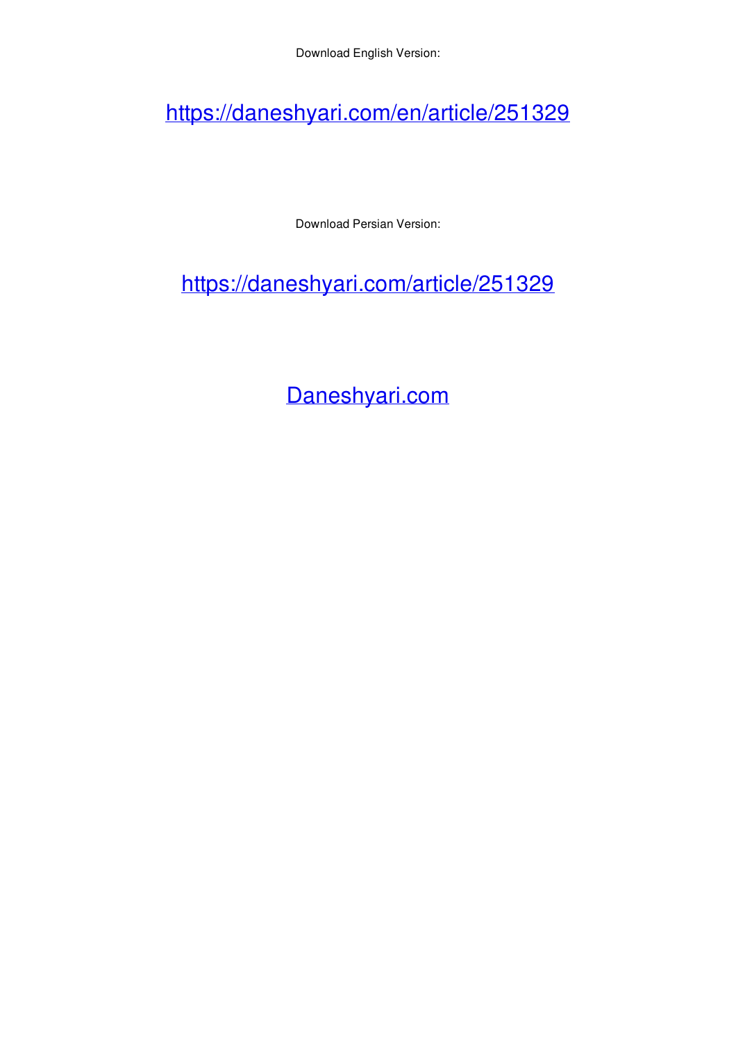Download English Version:

https://daneshyari.com/en/article/251329

Download Persian Version:

https://daneshyari.com/article/251329

Daneshyari.com